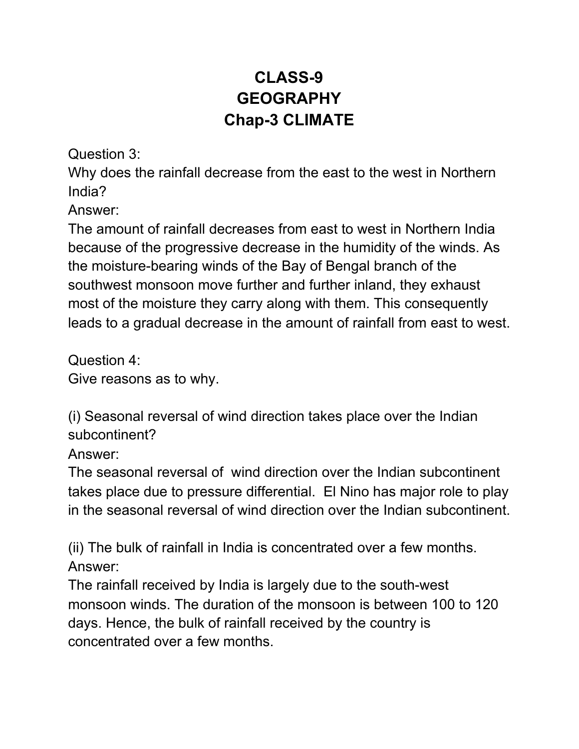# CLASS-9
# GEOGRAPHY
# Chap-3 CLIMATE

Question 3:
Why does the rainfall decrease from the east to the west in Northern India?

Answer:
The amount of rainfall decreases from east to west in Northern India because of the progressive decrease in the humidity of the winds. As the moisture-bearing winds of the Bay of Bengal branch of the southwest monsoon move further and further inland, they exhaust most of the moisture they carry along with them. This consequently leads to a gradual decrease in the amount of rainfall from east to west.

Question 4:
Give reasons as to why.

(i) Seasonal reversal of wind direction takes place over the Indian subcontinent?

Answer:
The seasonal reversal of wind direction over the Indian subcontinent takes place due to pressure differential. El Nino has major role to play in the seasonal reversal of wind direction over the Indian subcontinent.

(ii) The bulk of rainfall in India is concentrated over a few months.

Answer:
The rainfall received by India is largely due to the south-west monsoon winds. The duration of the monsoon is between 100 to 120 days. Hence, the bulk of rainfall received by the country is concentrated over a few months.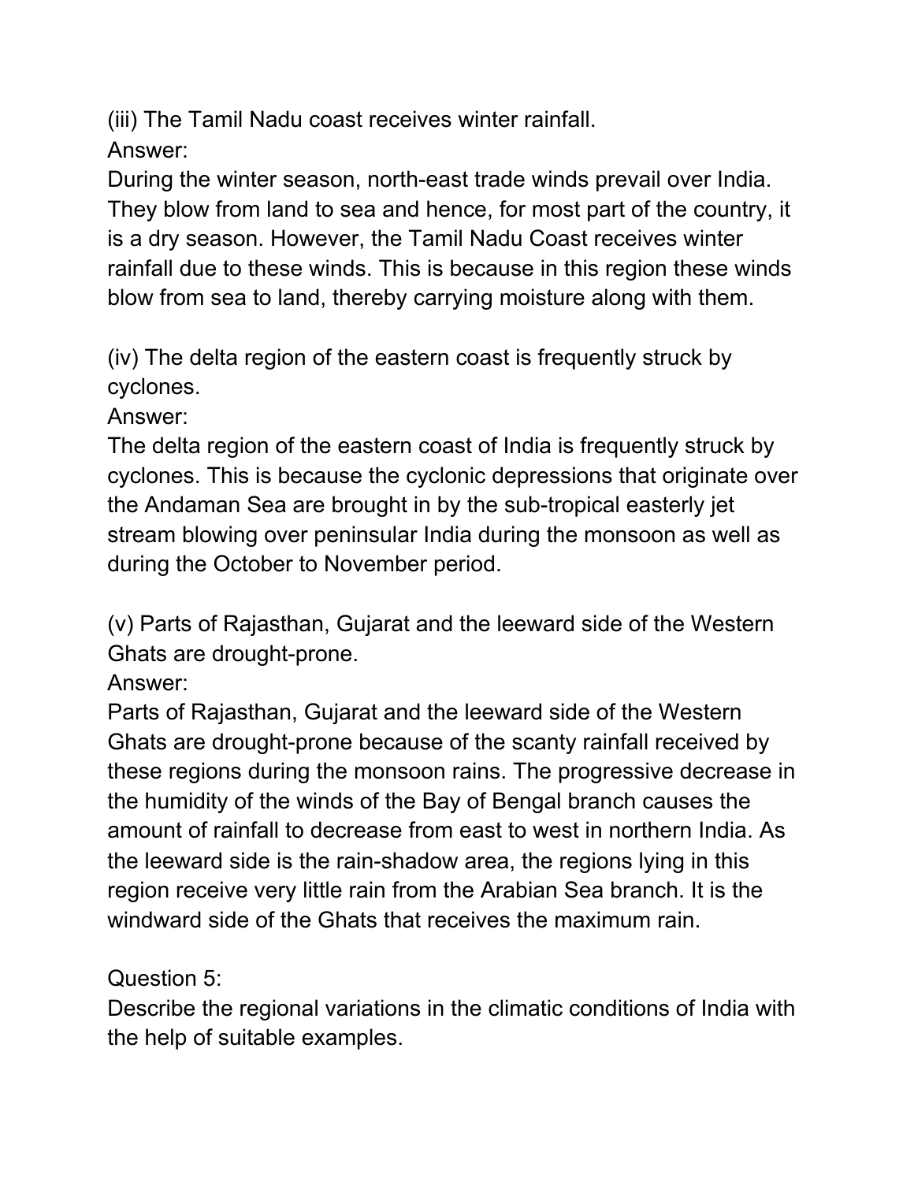(iii) The Tamil Nadu coast receives winter rainfall.

Answer:

During the winter season, north-east trade winds prevail over India. They blow from land to sea and hence, for most part of the country, it is a dry season. However, the Tamil Nadu Coast receives winter rainfall due to these winds. This is because in this region these winds blow from sea to land, thereby carrying moisture along with them.

(iv) The delta region of the eastern coast is frequently struck by cyclones.

Answer:

The delta region of the eastern coast of India is frequently struck by cyclones. This is because the cyclonic depressions that originate over the Andaman Sea are brought in by the sub-tropical easterly jet stream blowing over peninsular India during the monsoon as well as during the October to November period.

(v) Parts of Rajasthan, Gujarat and the leeward side of the Western Ghats are drought-prone.

Answer:

Parts of Rajasthan, Gujarat and the leeward side of the Western Ghats are drought-prone because of the scanty rainfall received by these regions during the monsoon rains. The progressive decrease in the humidity of the winds of the Bay of Bengal branch causes the amount of rainfall to decrease from east to west in northern India. As the leeward side is the rain-shadow area, the regions lying in this region receive very little rain from the Arabian Sea branch. It is the windward side of the Ghats that receives the maximum rain.

Question 5:

Describe the regional variations in the climatic conditions of India with the help of suitable examples.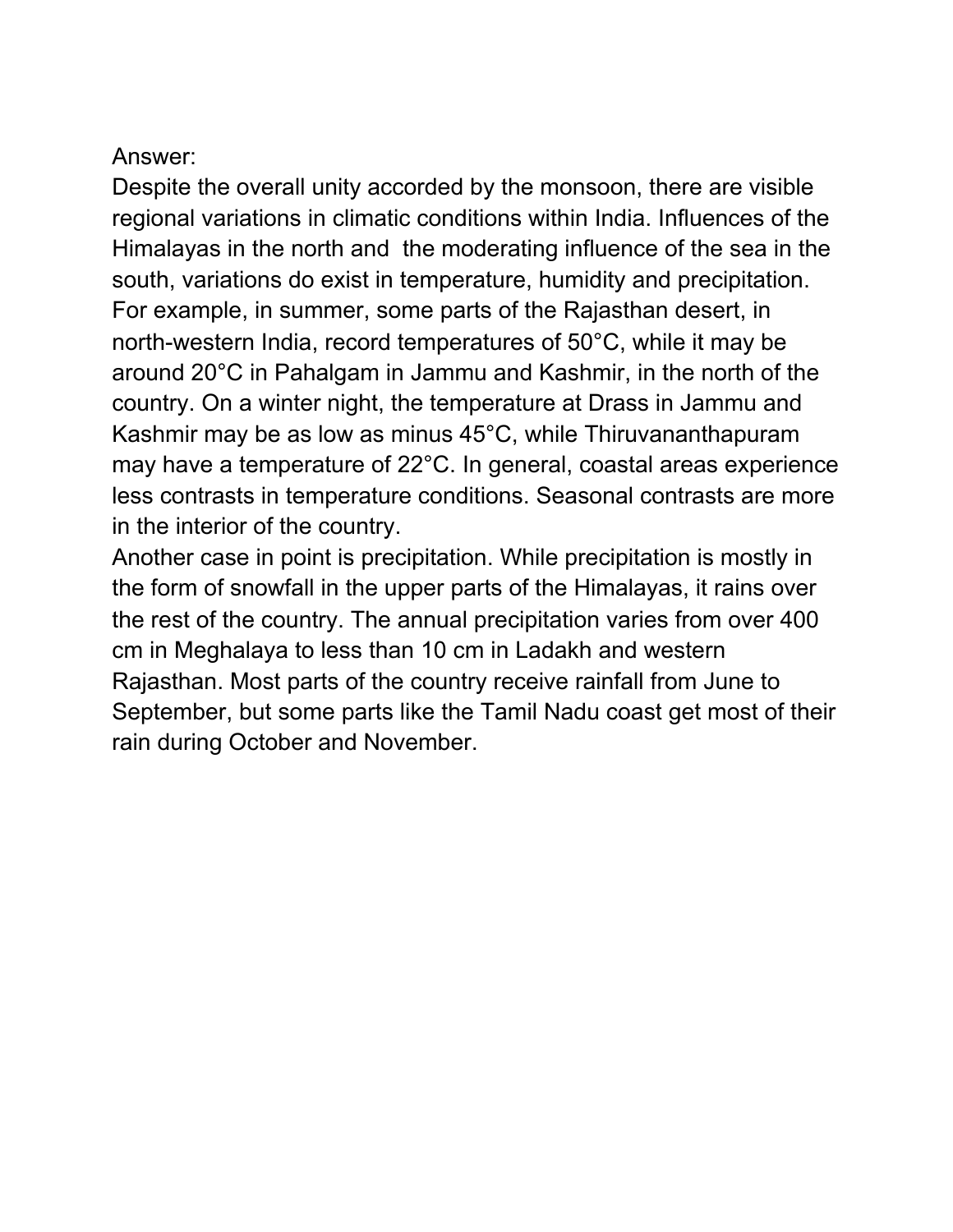Answer:

Despite the overall unity accorded by the monsoon, there are visible regional variations in climatic conditions within India. Influences of the Himalayas in the north and the moderating influence of the sea in the south, variations do exist in temperature, humidity and precipitation. For example, in summer, some parts of the Rajasthan desert, in north-western India, record temperatures of 50°C, while it may be around 20°C in Pahalgam in Jammu and Kashmir, in the north of the country. On a winter night, the temperature at Drass in Jammu and Kashmir may be as low as minus 45°C, while Thiruvananthapuram may have a temperature of 22°C. In general, coastal areas experience less contrasts in temperature conditions. Seasonal contrasts are more in the interior of the country.

Another case in point is precipitation. While precipitation is mostly in the form of snowfall in the upper parts of the Himalayas, it rains over the rest of the country. The annual precipitation varies from over 400 cm in Meghalaya to less than 10 cm in Ladakh and western Rajasthan. Most parts of the country receive rainfall from June to September, but some parts like the Tamil Nadu coast get most of their rain during October and November.